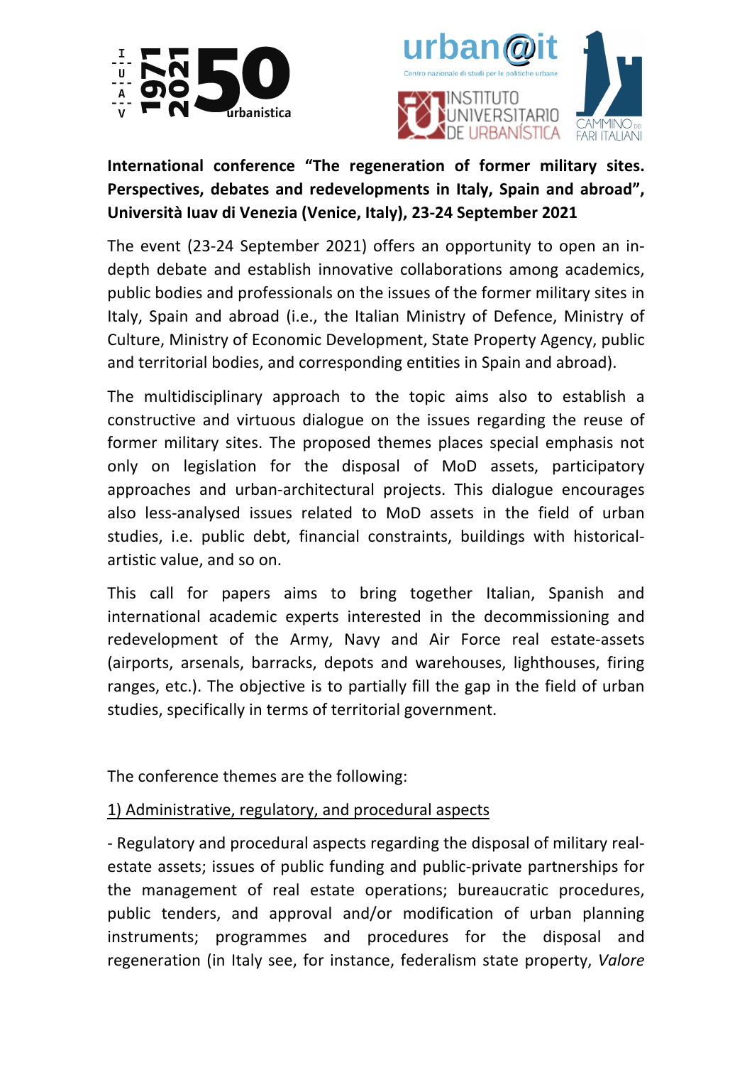**International conference "The regeneration of former military sites. Perspectives, debates and redevelopments in Italy, Spain and abroad", Università Iuav di Venezia (Venice, Italy), 23-24 September 2021**

The event (23-24 September 2021) offers an opportunity to open an in-depth debate and establish innovative collaborations among academics, public bodies and professionals on the issues of the former military sites in Italy, Spain and abroad (i.e., the Italian Ministry of Defence, Ministry of Culture, Ministry of Economic Development, State Property Agency, public and territorial bodies, and corresponding entities in Spain and abroad).

The multidisciplinary approach to the topic aims also to establish a constructive and virtuous dialogue on the issues regarding the reuse of former military sites. The proposed themes places special emphasis not only on legislation for the disposal of MoD assets, participatory approaches and urban-architectural projects. This dialogue encourages also less-analysed issues related to MoD assets in the field of urban studies, i.e. public debt, financial constraints, buildings with historical-artistic value, and so on.

This call for papers aims to bring together Italian, Spanish and international academic experts interested in the decommissioning and redevelopment of the Army, Navy and Air Force real estate-assets (airports, arsenals, barracks, depots and warehouses, lighthouses, firing ranges, etc.). The objective is to partially fill the gap in the field of urban studies, specifically in terms of territorial government.

The conference themes are the following:

1) Administrative, regulatory, and procedural aspects

- Regulatory and procedural aspects regarding the disposal of military real-estate assets; issues of public funding and public-private partnerships for the management of real estate operations; bureaucratic procedures, public tenders, and approval and/or modification of urban planning instruments; programmes and procedures for the disposal and regeneration (in Italy see, for instance, federalism state property, *Valore*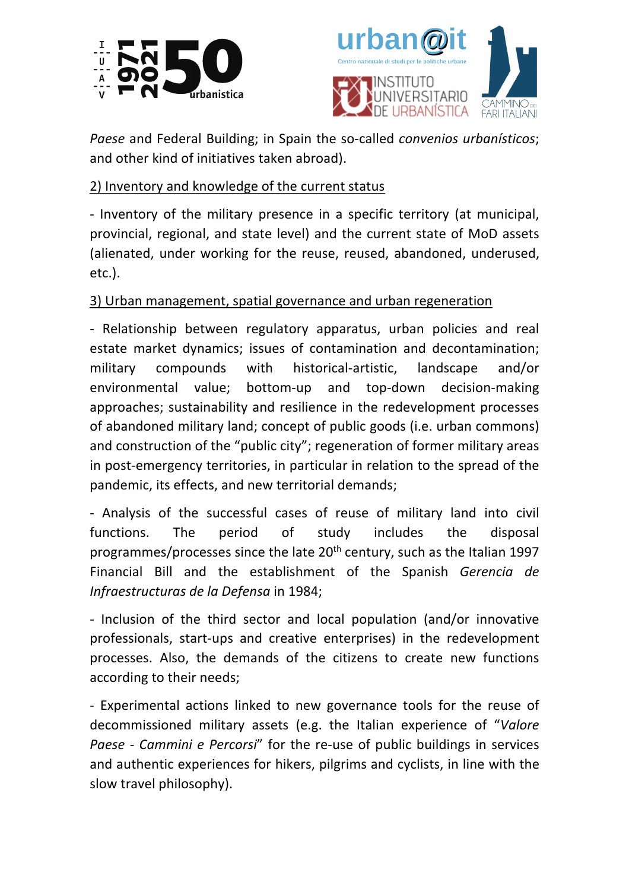*Paese* and Federal Building; in Spain the so-called *convenios urbanísticos*; and other kind of initiatives taken abroad).

2) Inventory and knowledge of the current status

- Inventory of the military presence in a specific territory (at municipal, provincial, regional, and state level) and the current state of MoD assets (alienated, under working for the reuse, reused, abandoned, underused, etc.).

3) Urban management, spatial governance and urban regeneration

- Relationship between regulatory apparatus, urban policies and real estate market dynamics; issues of contamination and decontamination; military compounds with historical-artistic, landscape and/or environmental value; bottom-up and top-down decision-making approaches; sustainability and resilience in the redevelopment processes of abandoned military land; concept of public goods (i.e. urban commons) and construction of the "public city"; regeneration of former military areas in post-emergency territories, in particular in relation to the spread of the pandemic, its effects, and new territorial demands;

- Analysis of the successful cases of reuse of military land into civil functions. The period of study includes the disposal programmes/processes since the late 20th century, such as the Italian 1997 Financial Bill and the establishment of the Spanish *Gerencia de Infraestructuras de la Defensa* in 1984;

- Inclusion of the third sector and local population (and/or innovative professionals, start-ups and creative enterprises) in the redevelopment processes. Also, the demands of the citizens to create new functions according to their needs;

- Experimental actions linked to new governance tools for the reuse of decommissioned military assets (e.g. the Italian experience of "*Valore Paese - Cammini e Percorsi*" for the re-use of public buildings in services and authentic experiences for hikers, pilgrims and cyclists, in line with the slow travel philosophy).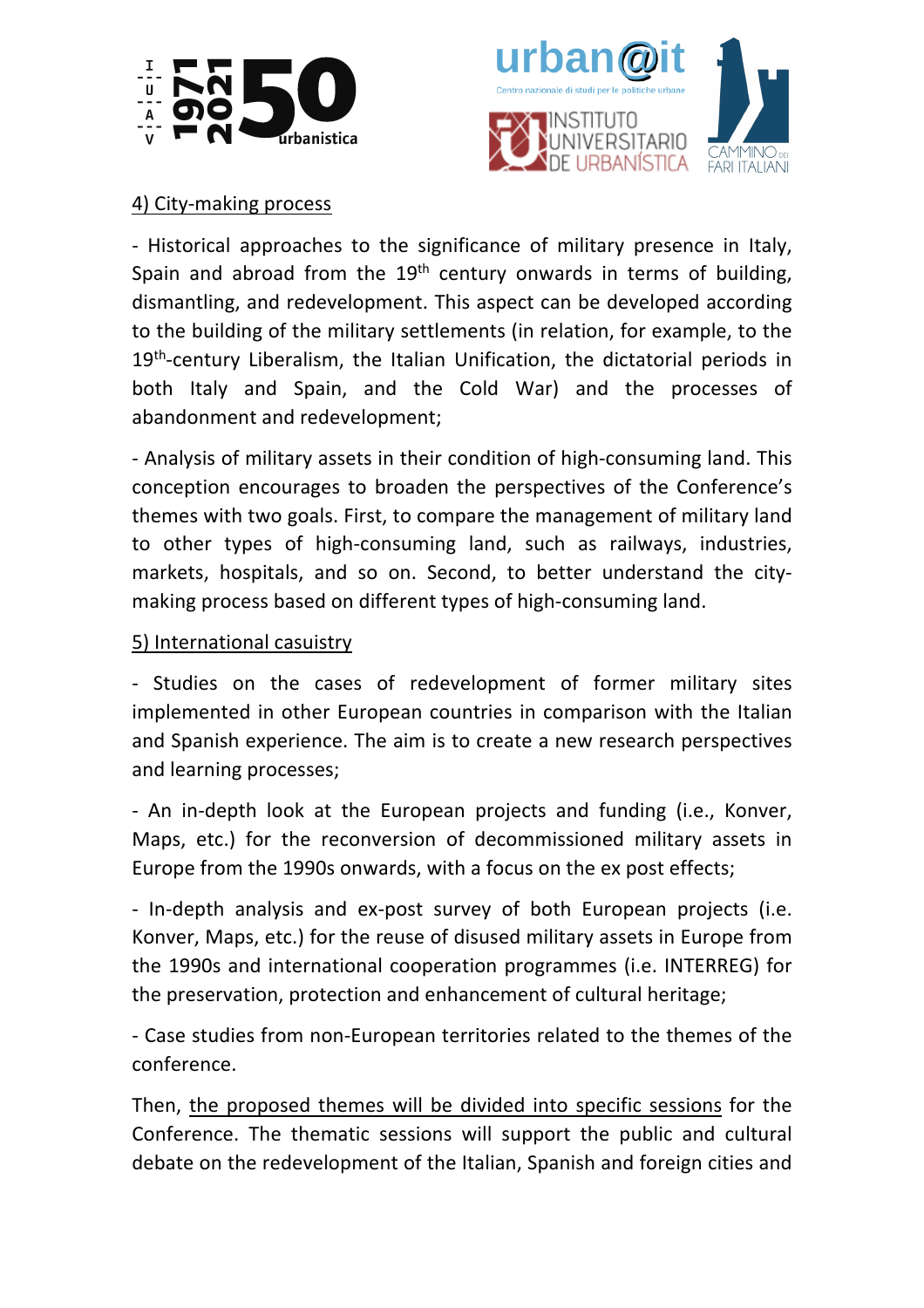4) City-making process

- Historical approaches to the significance of military presence in Italy, Spain and abroad from the 19th century onwards in terms of building, dismantling, and redevelopment. This aspect can be developed according to the building of the military settlements (in relation, for example, to the 19th-century Liberalism, the Italian Unification, the dictatorial periods in both Italy and Spain, and the Cold War) and the processes of abandonment and redevelopment;

- Analysis of military assets in their condition of high-consuming land. This conception encourages to broaden the perspectives of the Conference's themes with two goals. First, to compare the management of military land to other types of high-consuming land, such as railways, industries, markets, hospitals, and so on. Second, to better understand the city-making process based on different types of high-consuming land.

5) International casuistry

- Studies on the cases of redevelopment of former military sites implemented in other European countries in comparison with the Italian and Spanish experience. The aim is to create a new research perspectives and learning processes;

- An in-depth look at the European projects and funding (i.e., Konver, Maps, etc.) for the reconversion of decommissioned military assets in Europe from the 1990s onwards, with a focus on the ex post effects;

- In-depth analysis and ex-post survey of both European projects (i.e. Konver, Maps, etc.) for the reuse of disused military assets in Europe from the 1990s and international cooperation programmes (i.e. INTERREG) for the preservation, protection and enhancement of cultural heritage;

- Case studies from non-European territories related to the themes of the conference.

Then, the proposed themes will be divided into specific sessions for the Conference. The thematic sessions will support the public and cultural debate on the redevelopment of the Italian, Spanish and foreign cities and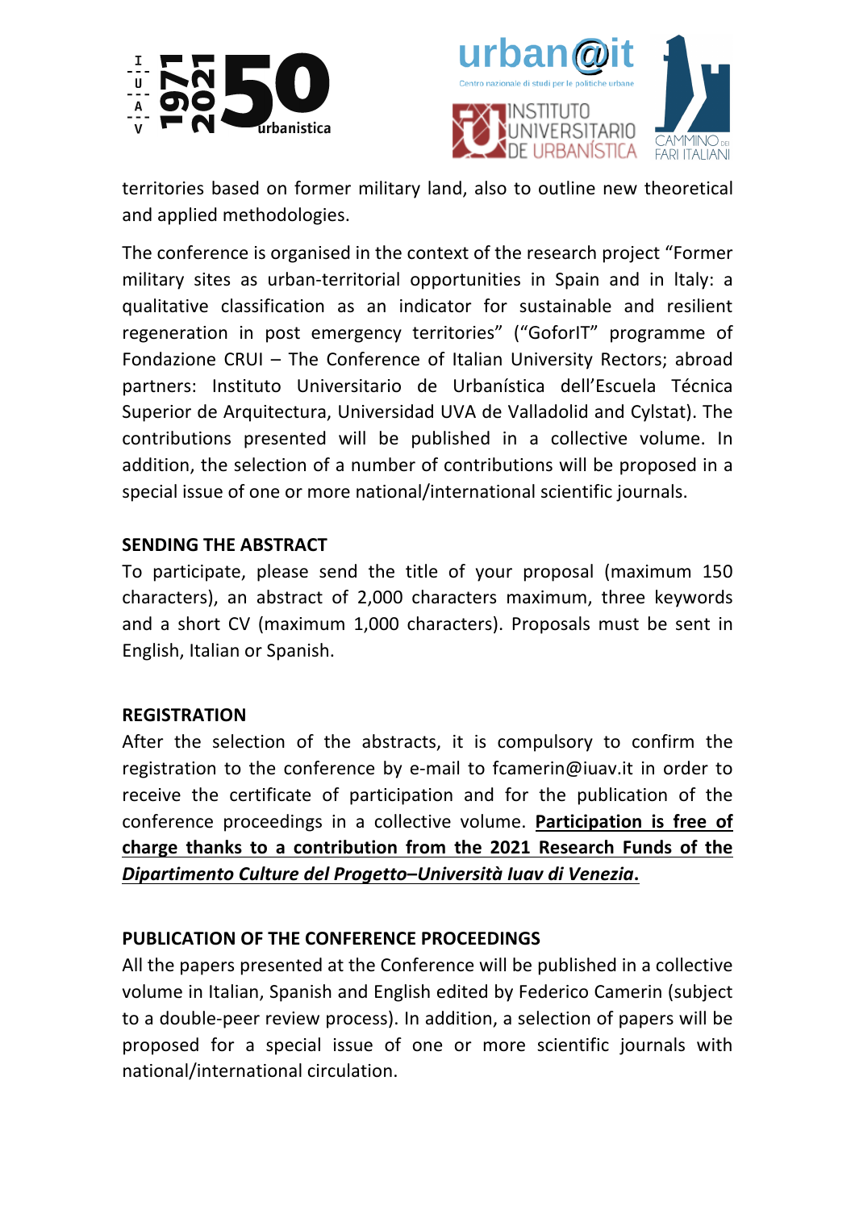territories based on former military land, also to outline new theoretical and applied methodologies.

The conference is organised in the context of the research project "Former military sites as urban-territorial opportunities in Spain and in Italy: a qualitative classification as an indicator for sustainable and resilient regeneration in post emergency territories" ("GoforIT" programme of Fondazione CRUI – The Conference of Italian University Rectors; abroad partners: Instituto Universitario de Urbanística dell'Escuela Técnica Superior de Arquitectura, Universidad UVA de Valladolid and Cylstat). The contributions presented will be published in a collective volume. In addition, the selection of a number of contributions will be proposed in a special issue of one or more national/international scientific journals.

## SENDING THE ABSTRACT

To participate, please send the title of your proposal (maximum 150 characters), an abstract of 2,000 characters maximum, three keywords and a short CV (maximum 1,000 characters). Proposals must be sent in English, Italian or Spanish.

## REGISTRATION

After the selection of the abstracts, it is compulsory to confirm the registration to the conference by e-mail to fcamerin@iuav.it in order to receive the certificate of participation and for the publication of the conference proceedings in a collective volume. **Participation is free of charge thanks to a contribution from the 2021 Research Funds of the *Dipartimento Culture del Progetto–Università Iuav di Venezia*.**

## PUBLICATION OF THE CONFERENCE PROCEEDINGS

All the papers presented at the Conference will be published in a collective volume in Italian, Spanish and English edited by Federico Camerin (subject to a double-peer review process). In addition, a selection of papers will be proposed for a special issue of one or more scientific journals with national/international circulation.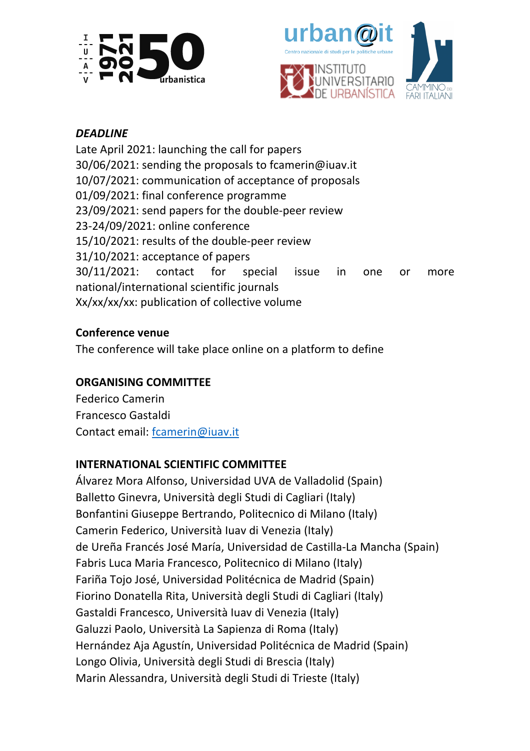***DEADLINE***

Late April 2021: launching the call for papers
30/06/2021: sending the proposals to fcamerin@iuav.it
10/07/2021: communication of acceptance of proposals
01/09/2021: final conference programme
23/09/2021: send papers for the double-peer review
23-24/09/2021: online conference
15/10/2021: results of the double-peer review
31/10/2021: acceptance of papers
30/11/2021: contact for special issue in one or more national/international scientific journals
Xx/xx/xx/xx: publication of collective volume

**Conference venue**

The conference will take place online on a platform to define

**ORGANISING COMMITTEE**

Federico Camerin
Francesco Gastaldi
Contact email: fcamerin@iuav.it

**INTERNATIONAL SCIENTIFIC COMMITTEE**

Álvarez Mora Alfonso, Universidad UVA de Valladolid (Spain)
Balletto Ginevra, Università degli Studi di Cagliari (Italy)
Bonfantini Giuseppe Bertrando, Politecnico di Milano (Italy)
Camerin Federico, Università Iuav di Venezia (Italy)
de Ureña Francés José María, Universidad de Castilla-La Mancha (Spain)
Fabris Luca Maria Francesco, Politecnico di Milano (Italy)
Fariña Tojo José, Universidad Politécnica de Madrid (Spain)
Fiorino Donatella Rita, Università degli Studi di Cagliari (Italy)
Gastaldi Francesco, Università Iuav di Venezia (Italy)
Galuzzi Paolo, Università La Sapienza di Roma (Italy)
Hernández Aja Agustín, Universidad Politécnica de Madrid (Spain)
Longo Olivia, Università degli Studi di Brescia (Italy)
Marin Alessandra, Università degli Studi di Trieste (Italy)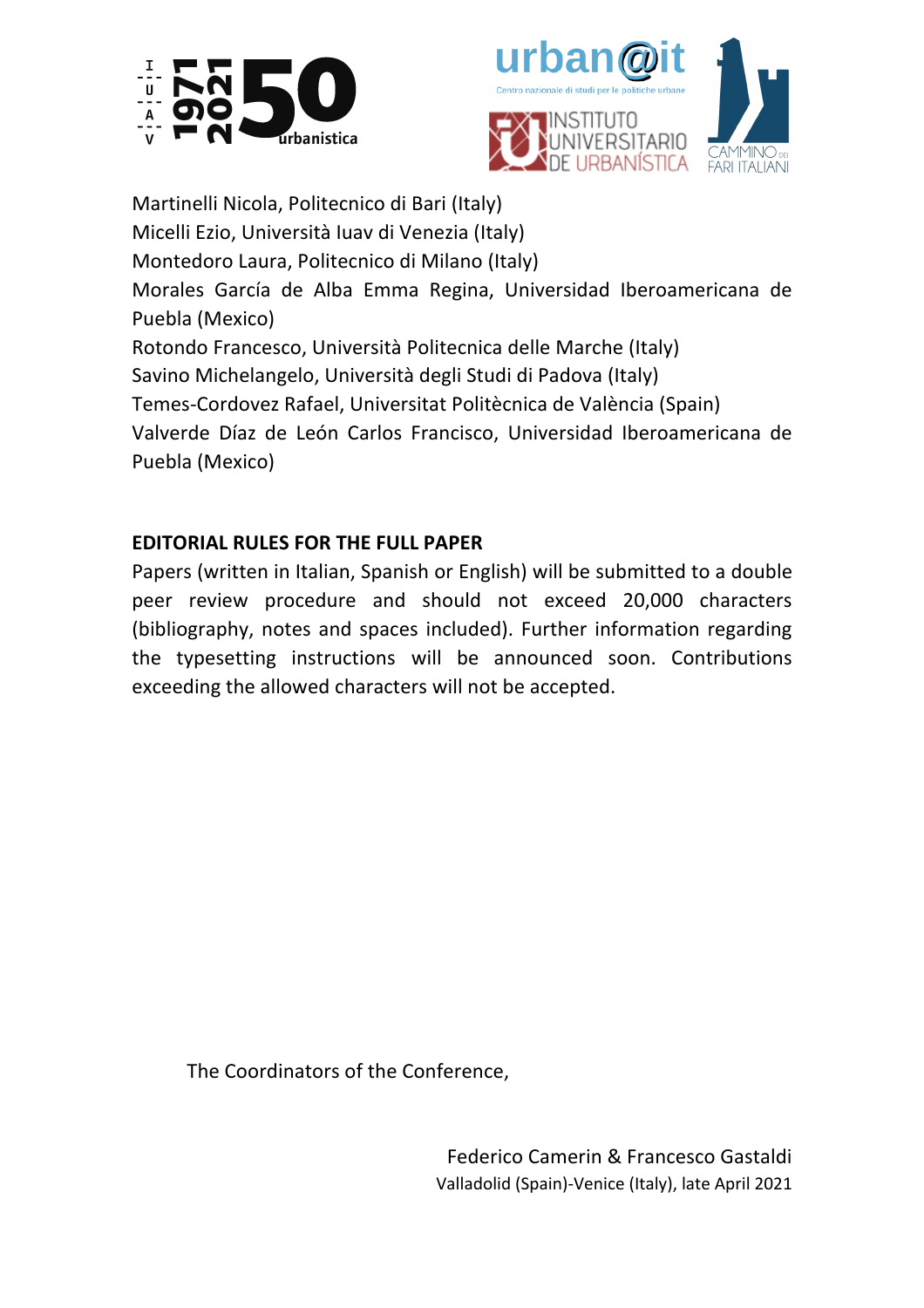Martinelli Nicola, Politecnico di Bari (Italy)
Micelli Ezio, Università Iuav di Venezia (Italy)
Montedoro Laura, Politecnico di Milano (Italy)
Morales García de Alba Emma Regina, Universidad Iberoamericana de Puebla (Mexico)
Rotondo Francesco, Università Politecnica delle Marche (Italy)
Savino Michelangelo, Università degli Studi di Padova (Italy)
Temes-Cordovez Rafael, Universitat Politècnica de València (Spain)
Valverde Díaz de León Carlos Francisco, Universidad Iberoamericana de Puebla (Mexico)

**EDITORIAL RULES FOR THE FULL PAPER**

Papers (written in Italian, Spanish or English) will be submitted to a double peer review procedure and should not exceed 20,000 characters (bibliography, notes and spaces included). Further information regarding the typesetting instructions will be announced soon. Contributions exceeding the allowed characters will not be accepted.

The Coordinators of the Conference,

Federico Camerin & Francesco Gastaldi
Valladolid (Spain)-Venice (Italy), late April 2021